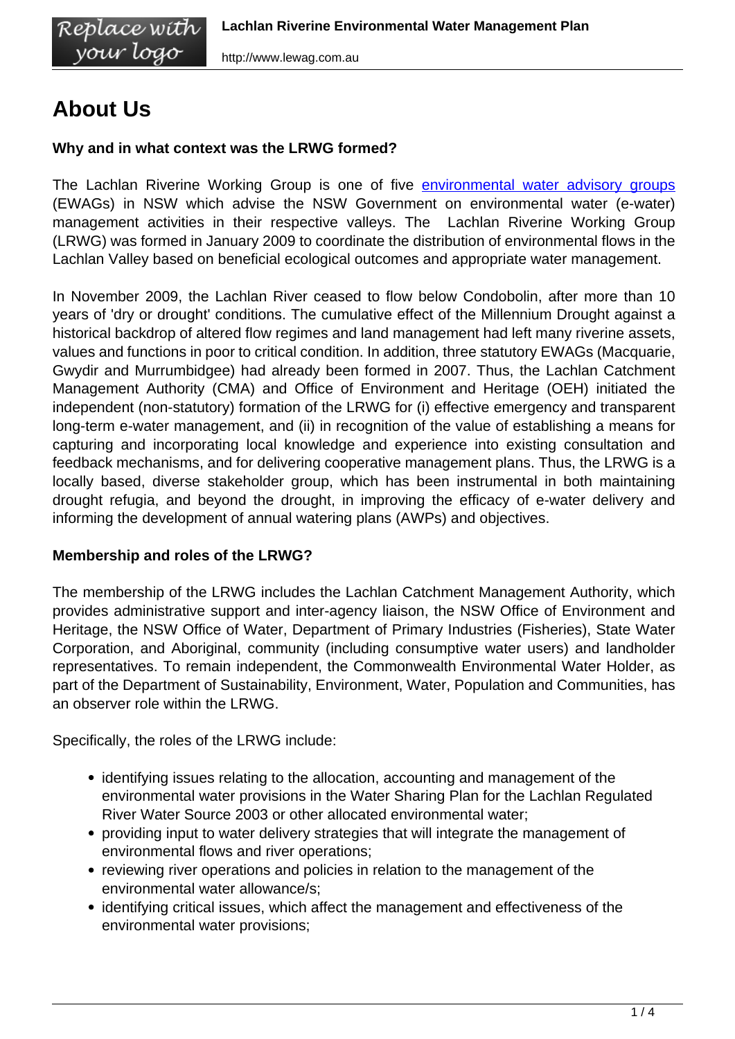# About Us

**Why and in what context was the LRWG formed?**

The Lachlan Riverine Working Group is one of five [environmental water advisory groups] (EWAGs) in NSW which advise the NSW Government on environmental water (e-water) management activities in their respective valleys. The Lachlan Riverine Working Group (LRWG) was formed in January 2009 to coordinate the distribution of environmental flows in the Lachlan Valley based on beneficial ecological outcomes and appropriate water management.

In November 2009, the Lachlan River ceased to flow below Condobolin, after more than 10 years of 'dry or drought' conditions. The cumulative effect of the Millennium Drought against a historical backdrop of altered flow regimes and land management had left many riverine assets, values and functions in poor to critical condition. In addition, three statutory EWAGs (Macquarie, Gwydir and Murrumbidgee) had already been formed in 2007. Thus, the Lachlan Catchment Management Authority (CMA) and Office of Environment and Heritage (OEH) initiated the independent (non-statutory) formation of the LRWG for (i) effective emergency and transparent long-term e-water management, and (ii) in recognition of the value of establishing a means for capturing and incorporating local knowledge and experience into existing consultation and feedback mechanisms, and for delivering cooperative management plans. Thus, the LRWG is a locally based, diverse stakeholder group, which has been instrumental in both maintaining drought refugia, and beyond the drought, in improving the efficacy of e-water delivery and informing the development of annual watering plans (AWPs) and objectives.

**Membership and roles of the LRWG?**

The membership of the LRWG includes the Lachlan Catchment Management Authority, which provides administrative support and inter-agency liaison, the NSW Office of Environment and Heritage, the NSW Office of Water, Department of Primary Industries (Fisheries), State Water Corporation, and Aboriginal, community (including consumptive water users) and landholder representatives. To remain independent, the Commonwealth Environmental Water Holder, as part of the Department of Sustainability, Environment, Water, Population and Communities, has an observer role within the LRWG.

Specifically, the roles of the LRWG include:

- identifying issues relating to the allocation, accounting and management of the environmental water provisions in the Water Sharing Plan for the Lachlan Regulated River Water Source 2003 or other allocated environmental water;
- providing input to water delivery strategies that will integrate the management of environmental flows and river operations;
- reviewing river operations and policies in relation to the management of the environmental water allowance/s;
- identifying critical issues, which affect the management and effectiveness of the environmental water provisions;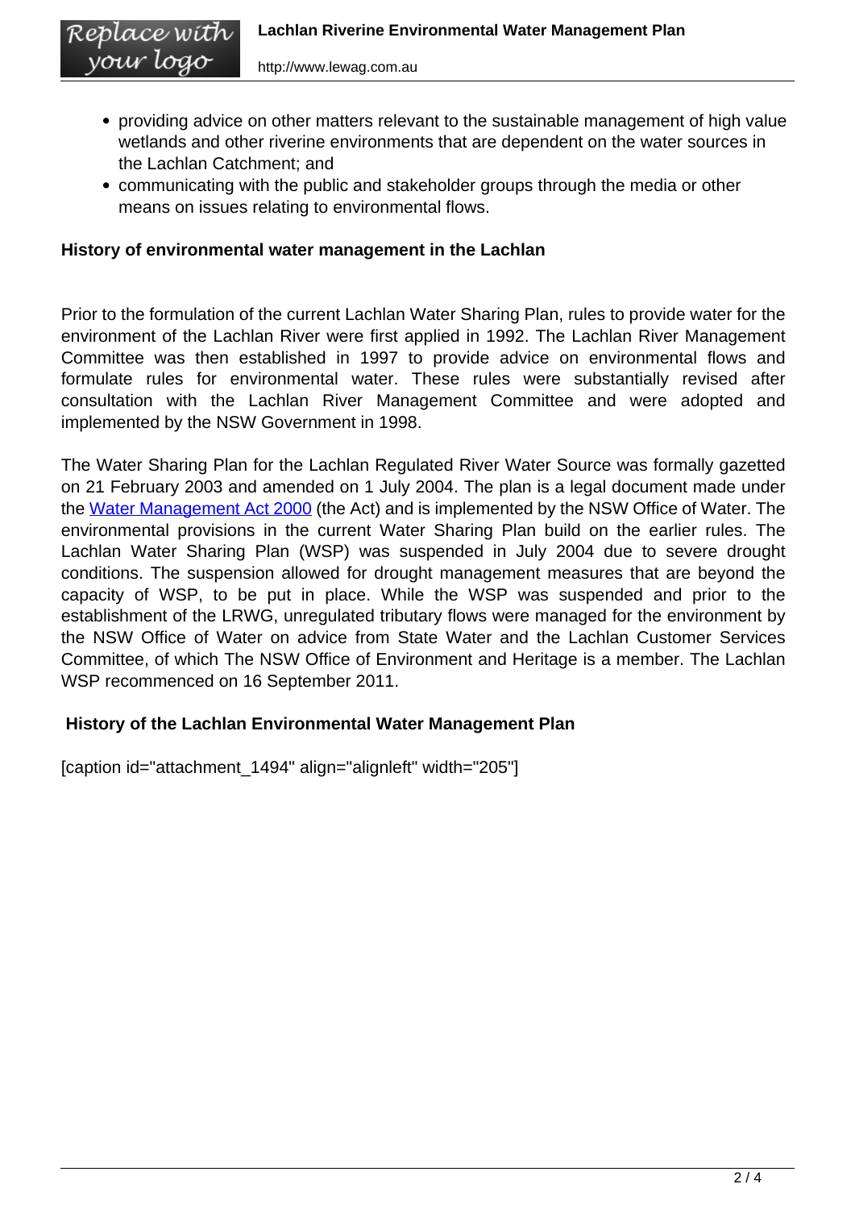- providing advice on other matters relevant to the sustainable management of high value wetlands and other riverine environments that are dependent on the water sources in the Lachlan Catchment; and
- communicating with the public and stakeholder groups through the media or other means on issues relating to environmental flows.

**History of environmental water management in the Lachlan**

Prior to the formulation of the current Lachlan Water Sharing Plan, rules to provide water for the environment of the Lachlan River were first applied in 1992. The Lachlan River Management Committee was then established in 1997 to provide advice on environmental flows and formulate rules for environmental water. These rules were substantially revised after consultation with the Lachlan River Management Committee and were adopted and implemented by the NSW Government in 1998.

The Water Sharing Plan for the Lachlan Regulated River Water Source was formally gazetted on 21 February 2003 and amended on 1 July 2004. The plan is a legal document made under the Water Management Act 2000 (the Act) and is implemented by the NSW Office of Water. The environmental provisions in the current Water Sharing Plan build on the earlier rules. The Lachlan Water Sharing Plan (WSP) was suspended in July 2004 due to severe drought conditions. The suspension allowed for drought management measures that are beyond the capacity of WSP, to be put in place. While the WSP was suspended and prior to the establishment of the LRWG, unregulated tributary flows were managed for the environment by the NSW Office of Water on advice from State Water and the Lachlan Customer Services Committee, of which The NSW Office of Environment and Heritage is a member. The Lachlan WSP recommenced on 16 September 2011.

**History of the Lachlan Environmental Water Management Plan**

[caption id="attachment_1494" align="alignleft" width="205"]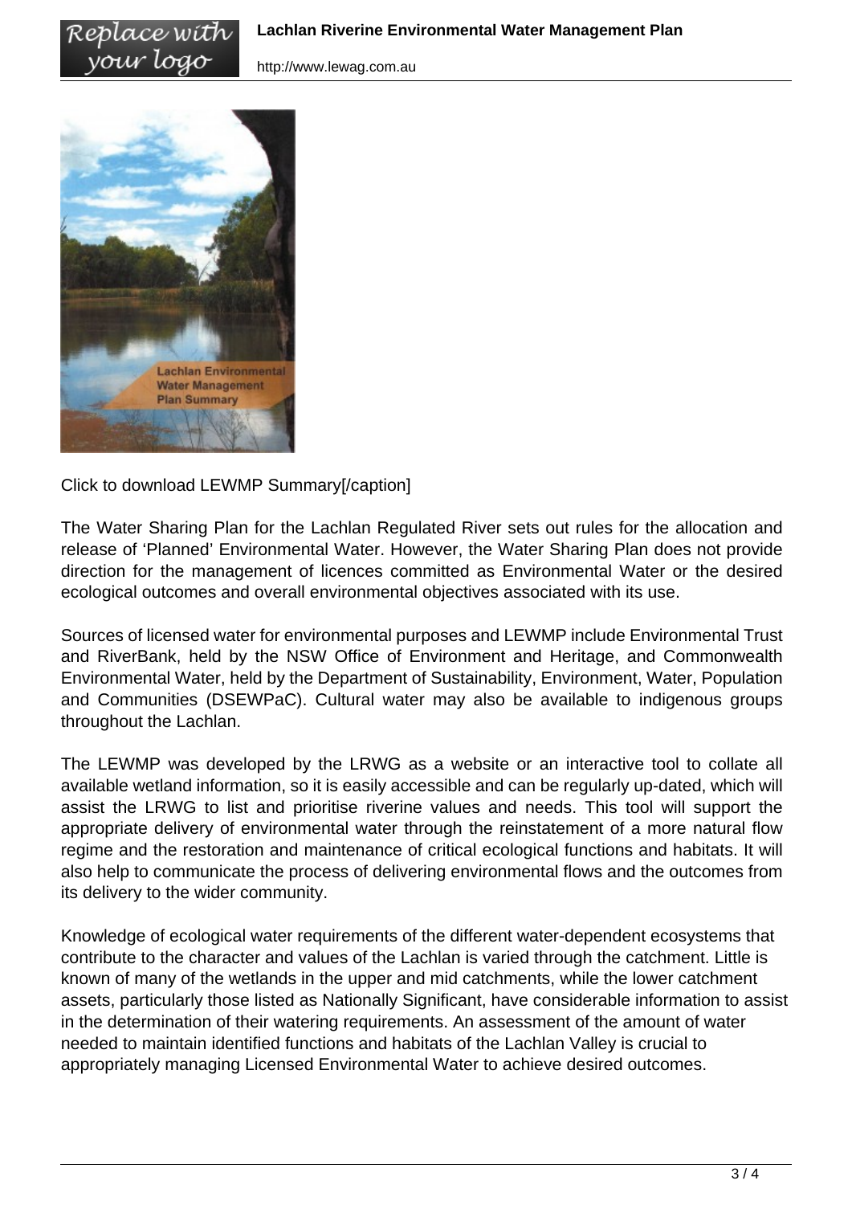Click to download LEWMP Summary[/caption]

The Water Sharing Plan for the Lachlan Regulated River sets out rules for the allocation and release of 'Planned' Environmental Water. However, the Water Sharing Plan does not provide direction for the management of licences committed as Environmental Water or the desired ecological outcomes and overall environmental objectives associated with its use.

Sources of licensed water for environmental purposes and LEWMP include Environmental Trust and RiverBank, held by the NSW Office of Environment and Heritage, and Commonwealth Environmental Water, held by the Department of Sustainability, Environment, Water, Population and Communities (DSEWPaC). Cultural water may also be available to indigenous groups throughout the Lachlan.

The LEWMP was developed by the LRWG as a website or an interactive tool to collate all available wetland information, so it is easily accessible and can be regularly up-dated, which will assist the LRWG to list and prioritise riverine values and needs. This tool will support the appropriate delivery of environmental water through the reinstatement of a more natural flow regime and the restoration and maintenance of critical ecological functions and habitats. It will also help to communicate the process of delivering environmental flows and the outcomes from its delivery to the wider community.

Knowledge of ecological water requirements of the different water-dependent ecosystems that contribute to the character and values of the Lachlan is varied through the catchment. Little is known of many of the wetlands in the upper and mid catchments, while the lower catchment assets, particularly those listed as Nationally Significant, have considerable information to assist in the determination of their watering requirements. An assessment of the amount of water needed to maintain identified functions and habitats of the Lachlan Valley is crucial to appropriately managing Licensed Environmental Water to achieve desired outcomes.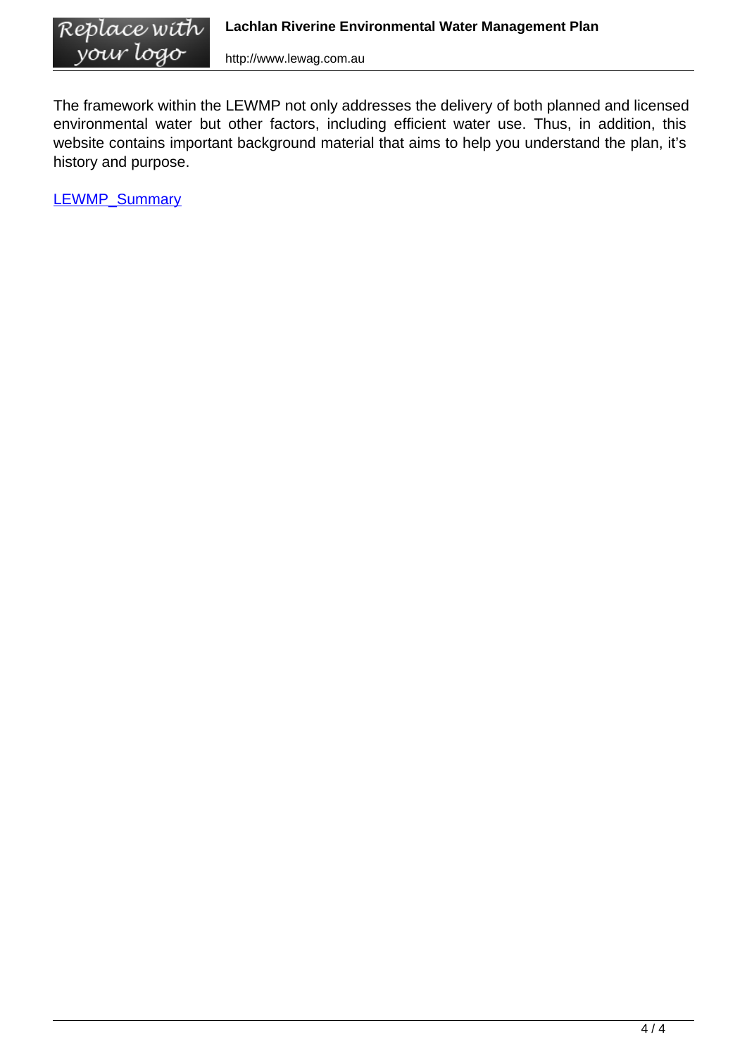The framework within the LEWMP not only addresses the delivery of both planned and licensed environmental water but other factors, including efficient water use. Thus, in addition, this website contains important background material that aims to help you understand the plan, it's history and purpose.

LEWMP_Summary